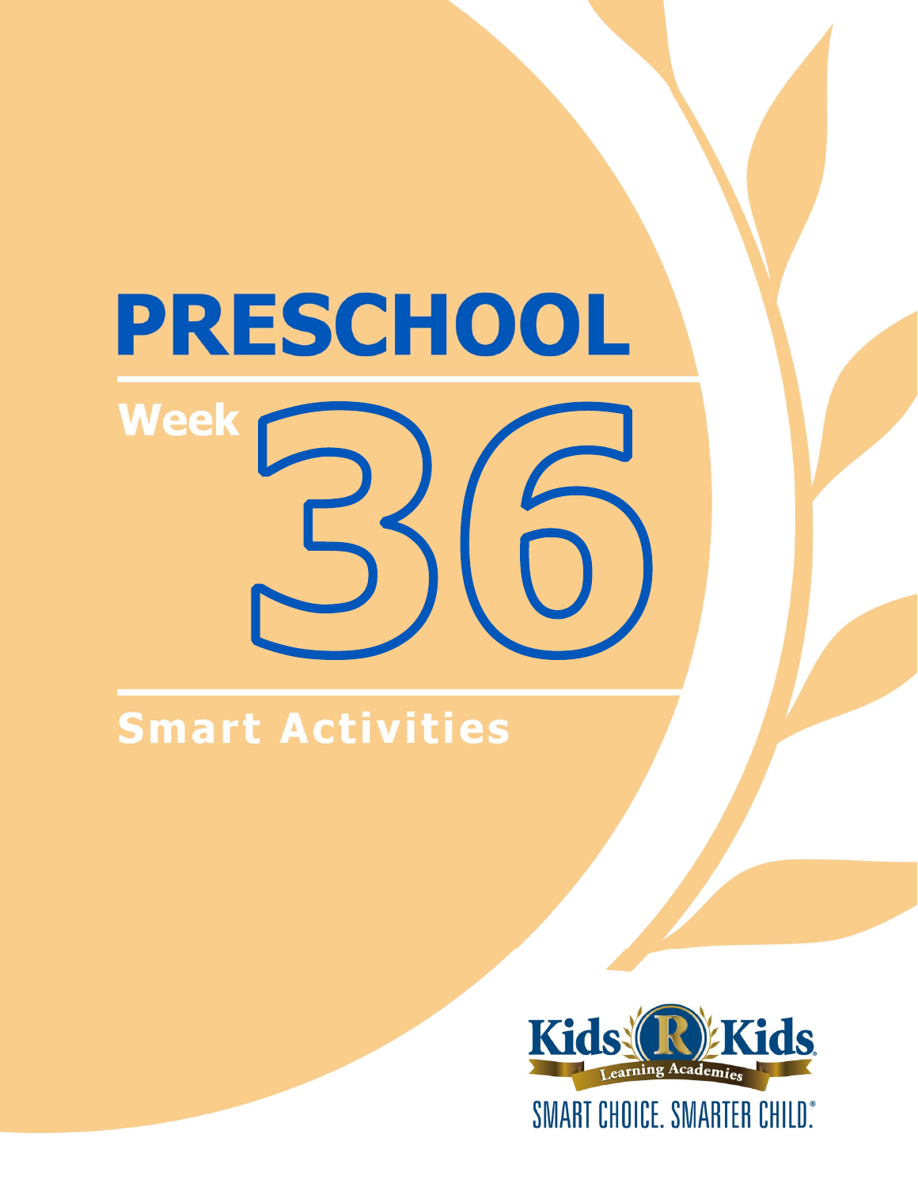# PRESCHOOL

## Week 36

## Smart Activities

Kids R Kids Learning Academies

SMART CHOICE. SMARTER CHILD.®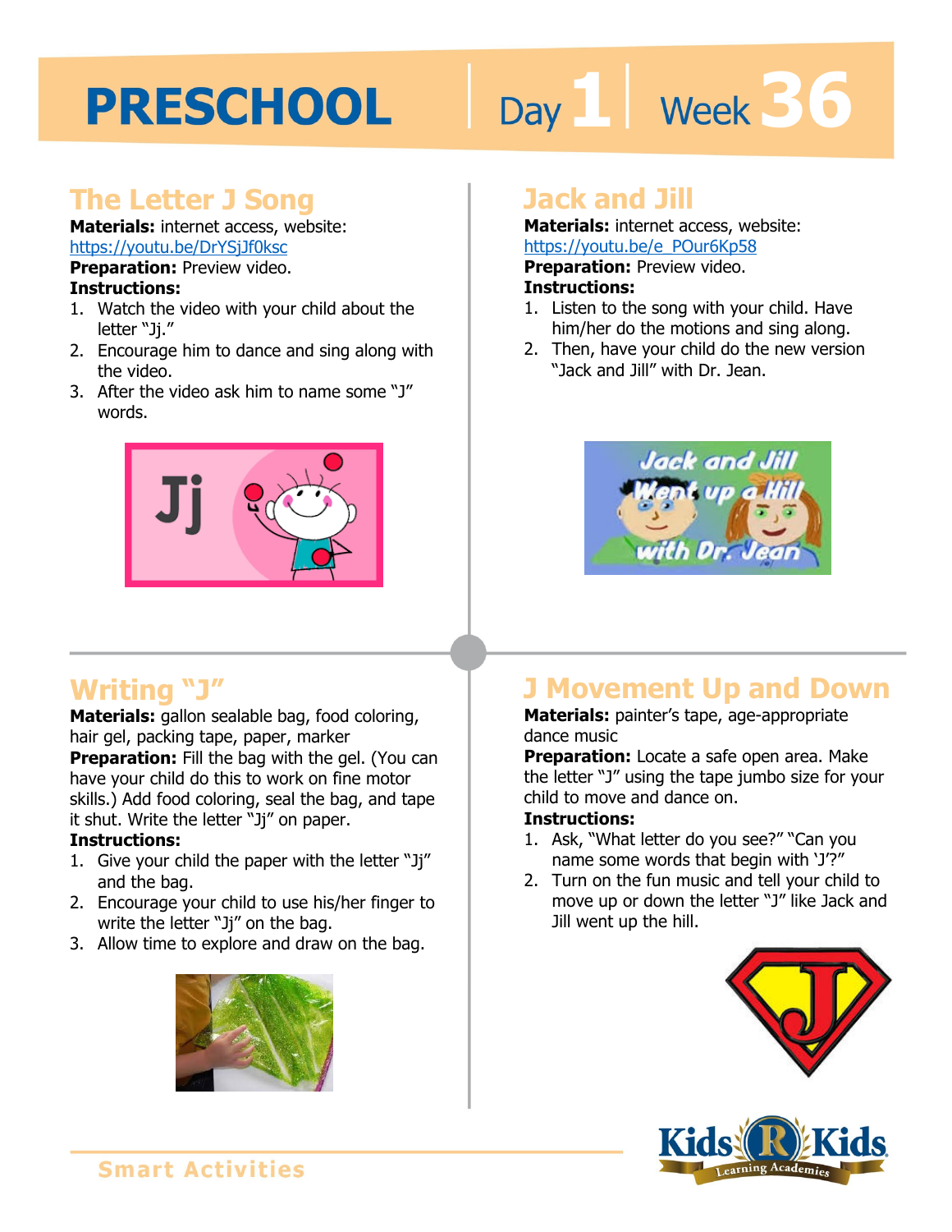# PRESCHOOL Day 1 Week 36

## The Letter J Song

**Materials:** internet access, website: https://youtu.be/DrYSjJf0ksc

**Preparation:** Preview video.

**Instructions:**

1. Watch the video with your child about the letter "Jj."
2. Encourage him to dance and sing along with the video.
3. After the video ask him to name some "J" words.

## Jack and Jill

**Materials:** internet access, website: https://youtu.be/e_POur6Kp58

**Preparation:** Preview video.

**Instructions:**

1. Listen to the song with your child. Have him/her do the motions and sing along.
2. Then, have your child do the new version "Jack and Jill" with Dr. Jean.

## Writing "J"

**Materials:** gallon sealable bag, food coloring, hair gel, packing tape, paper, marker

**Preparation:** Fill the bag with the gel. (You can have your child do this to work on fine motor skills.) Add food coloring, seal the bag, and tape it shut. Write the letter "Jj" on paper.

**Instructions:**

1. Give your child the paper with the letter "Jj" and the bag.
2. Encourage your child to use his/her finger to write the letter "Jj" on the bag.
3. Allow time to explore and draw on the bag.

## J Movement Up and Down

**Materials:** painter's tape, age-appropriate dance music

**Preparation:** Locate a safe open area. Make the letter "J" using the tape jumbo size for your child to move and dance on.

**Instructions:**

1. Ask, "What letter do you see?" "Can you name some words that begin with 'J'?"
2. Turn on the fun music and tell your child to move up or down the letter "J" like Jack and Jill went up the hill.

Smart Activities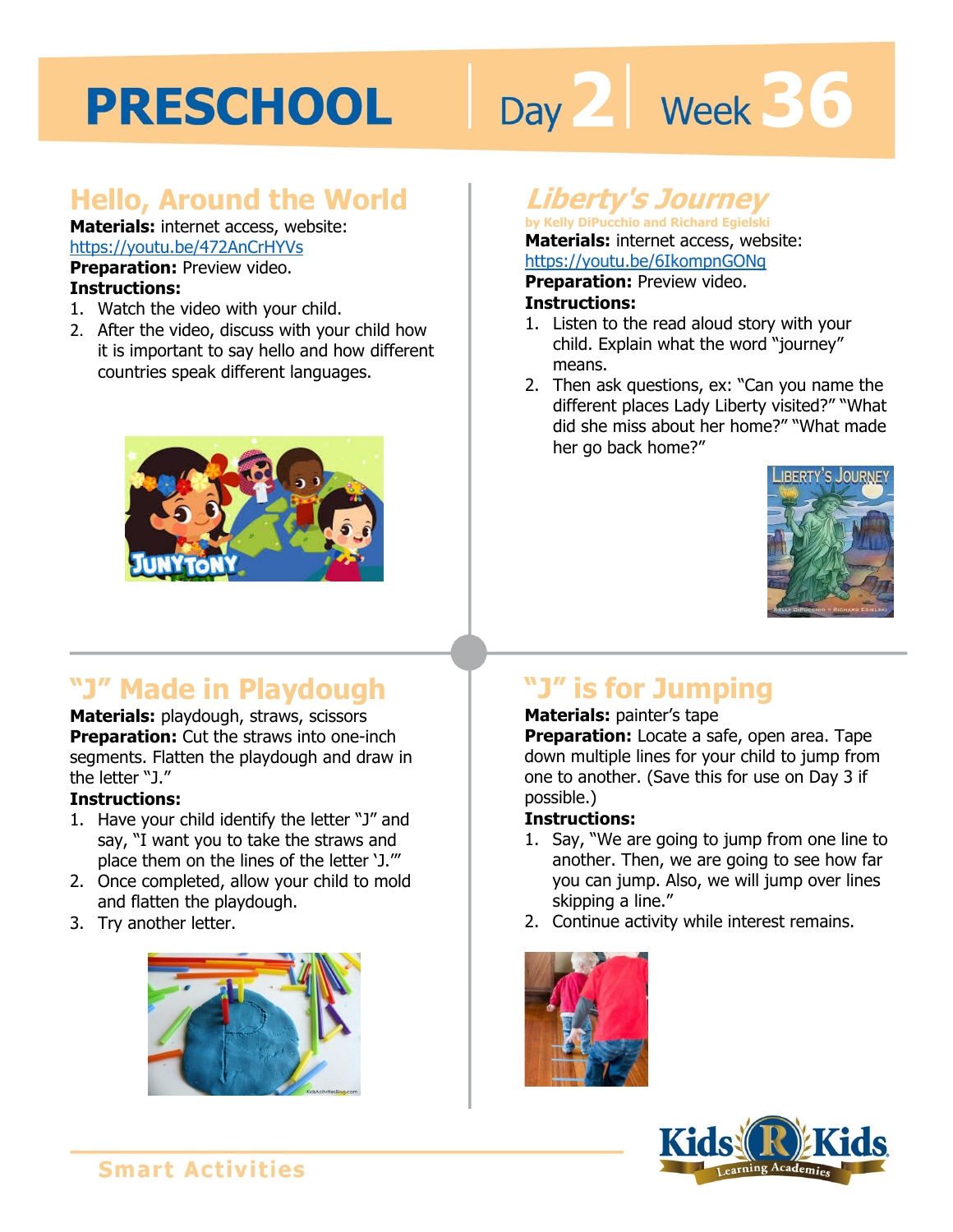# PRESCHOOL Day 2 Week 36

## Hello, Around the World

**Materials:** internet access, website: https://youtu.be/472AnCrHYVs

**Preparation:** Preview video.

**Instructions:**

1. Watch the video with your child.
2. After the video, discuss with your child how it is important to say hello and how different countries speak different languages.

## *Liberty's Journey*

**by Kelly DiPucchio and Richard Egielski**

**Materials:** internet access, website: https://youtu.be/6IkompnGONg

**Preparation:** Preview video.

**Instructions:**

1. Listen to the read aloud story with your child. Explain what the word "journey" means.
2. Then ask questions, ex: "Can you name the different places Lady Liberty visited?" "What did she miss about her home?" "What made her go back home?"

## "J" Made in Playdough

**Materials:** playdough, straws, scissors

**Preparation:** Cut the straws into one-inch segments. Flatten the playdough and draw in the letter "J."

**Instructions:**

1. Have your child identify the letter "J" and say, "I want you to take the straws and place them on the lines of the letter 'J.'"
2. Once completed, allow your child to mold and flatten the playdough.
3. Try another letter.

## "J" is for Jumping

**Materials:** painter's tape

**Preparation:** Locate a safe, open area. Tape down multiple lines for your child to jump from one to another. (Save this for use on Day 3 if possible.)

**Instructions:**

1. Say, "We are going to jump from one line to another. Then, we are going to see how far you can jump. Also, we will jump over lines skipping a line."
2. Continue activity while interest remains.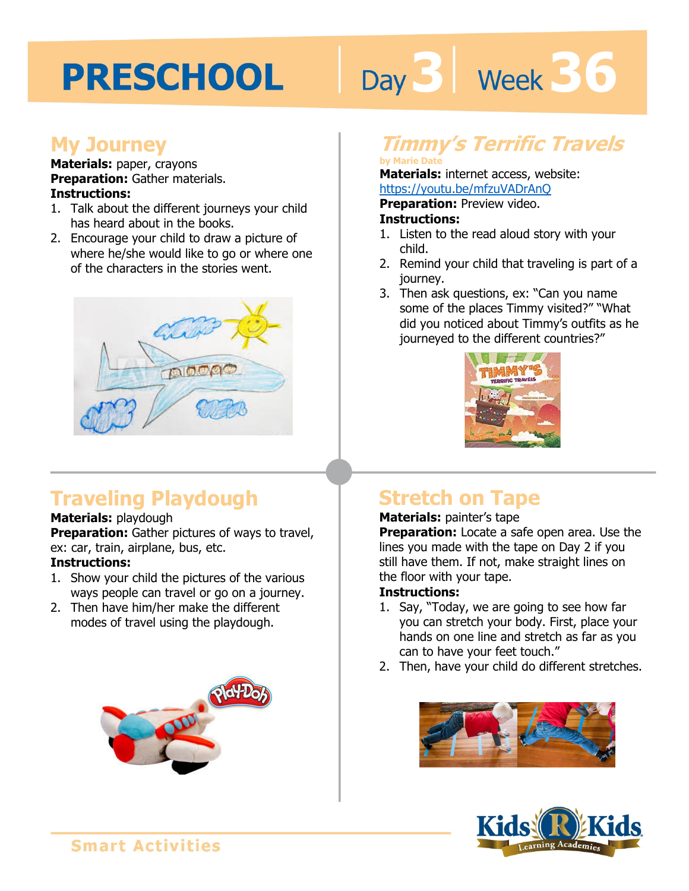# PRESCHOOL Day 3 Week 36

## My Journey

**Materials:** paper, crayons
**Preparation:** Gather materials.
**Instructions:**

1. Talk about the different journeys your child has heard about in the books.
2. Encourage your child to draw a picture of where he/she would like to go or where one of the characters in the stories went.

## *Timmy's Terrific Travels*

by Marie Date

**Materials:** internet access, website: https://youtu.be/mfzuVADrAnQ
**Preparation:** Preview video.
**Instructions:**

1. Listen to the read aloud story with your child.
2. Remind your child that traveling is part of a journey.
3. Then ask questions, ex: "Can you name some of the places Timmy visited?" "What did you noticed about Timmy's outfits as he journeyed to the different countries?"

## Traveling Playdough

**Materials:** playdough
**Preparation:** Gather pictures of ways to travel, ex: car, train, airplane, bus, etc.
**Instructions:**

1. Show your child the pictures of the various ways people can travel or go on a journey.
2. Then have him/her make the different modes of travel using the playdough.

## Stretch on Tape

**Materials:** painter's tape
**Preparation:** Locate a safe open area. Use the lines you made with the tape on Day 2 if you still have them. If not, make straight lines on the floor with your tape.
**Instructions:**

1. Say, "Today, we are going to see how far you can stretch your body. First, place your hands on one line and stretch as far as you can to have your feet touch."
2. Then, have your child do different stretches.

Smart Activities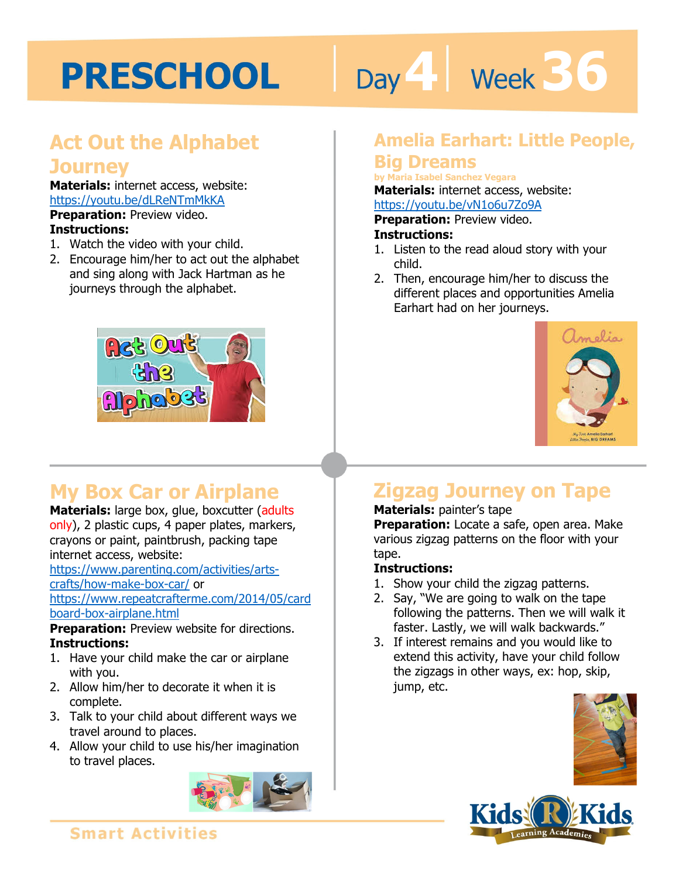# PRESCHOOL Day 4 | Week 36

## Act Out the Alphabet Journey

**Materials:** internet access, website: https://youtu.be/dLReNTmMkKA

**Preparation:** Preview video.

**Instructions:**

1. Watch the video with your child.
2. Encourage him/her to act out the alphabet and sing along with Jack Hartman as he journeys through the alphabet.

## Amelia Earhart: Little People, Big Dreams

by Maria Isabel Sanchez Vegara

**Materials:** internet access, website: https://youtu.be/vN1o6u7Zo9A

**Preparation:** Preview video.

**Instructions:**

1. Listen to the read aloud story with your child.
2. Then, encourage him/her to discuss the different places and opportunities Amelia Earhart had on her journeys.

## My Box Car or Airplane

**Materials:** large box, glue, boxcutter (adults only), 2 plastic cups, 4 paper plates, markers, crayons or paint, paintbrush, packing tape internet access, website: https://www.parenting.com/activities/arts-crafts/how-make-box-car/ or https://www.repeatcrafterme.com/2014/05/cardboard-box-airplane.html

**Preparation:** Preview website for directions.

**Instructions:**

1. Have your child make the car or airplane with you.
2. Allow him/her to decorate it when it is complete.
3. Talk to your child about different ways we travel around to places.
4. Allow your child to use his/her imagination to travel places.

## Zigzag Journey on Tape

**Materials:** painter's tape

**Preparation:** Locate a safe, open area. Make various zigzag patterns on the floor with your tape.

**Instructions:**

1. Show your child the zigzag patterns.
2. Say, "We are going to walk on the tape following the patterns. Then we will walk it faster. Lastly, we will walk backwards."
3. If interest remains and you would like to extend this activity, have your child follow the zigzags in other ways, ex: hop, skip, jump, etc.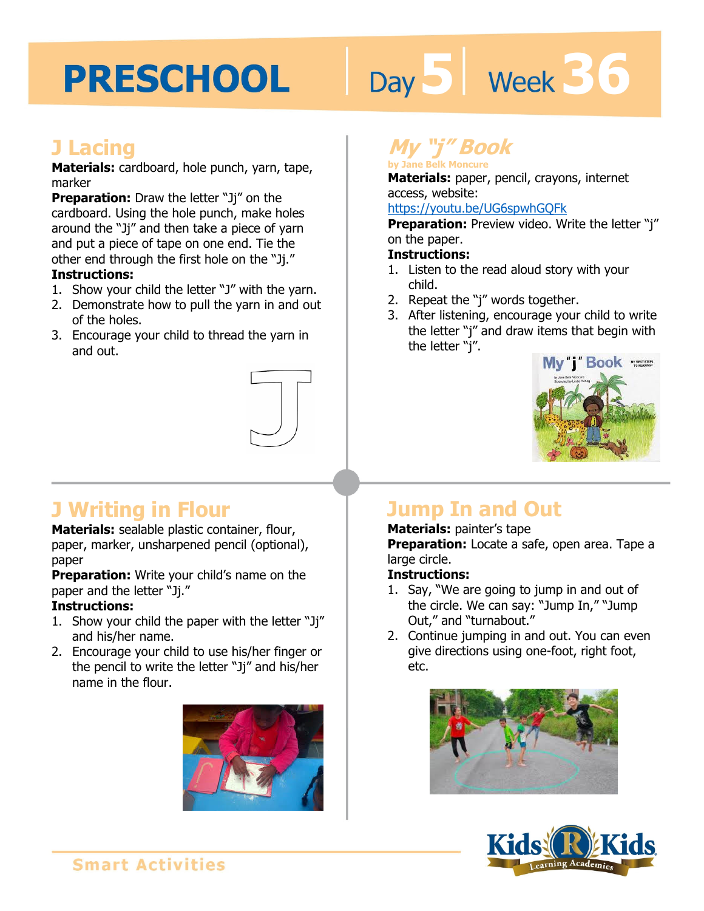# PRESCHOOL Day 5 | Week 36

## J Lacing

**Materials:** cardboard, hole punch, yarn, tape, marker

**Preparation:** Draw the letter "Jj" on the cardboard. Using the hole punch, make holes around the "Jj" and then take a piece of yarn and put a piece of tape on one end. Tie the other end through the first hole on the "Jj."

**Instructions:**

1. Show your child the letter "J" with the yarn.
2. Demonstrate how to pull the yarn in and out of the holes.
3. Encourage your child to thread the yarn in and out.

## *My "j" Book*

by Jane Belk Moncure

**Materials:** paper, pencil, crayons, internet access, website: https://youtu.be/UG6spwhGQFk

**Preparation:** Preview video. Write the letter "j" on the paper.

**Instructions:**

1. Listen to the read aloud story with your child.
2. Repeat the "j" words together.
3. After listening, encourage your child to write the letter "j" and draw items that begin with the letter "j".

## J Writing in Flour

**Materials:** sealable plastic container, flour, paper, marker, unsharpened pencil (optional), paper

**Preparation:** Write your child's name on the paper and the letter "Jj."

**Instructions:**

1. Show your child the paper with the letter "Jj" and his/her name.
2. Encourage your child to use his/her finger or the pencil to write the letter "Jj" and his/her name in the flour.

## Jump In and Out

**Materials:** painter's tape

**Preparation:** Locate a safe, open area. Tape a large circle.

**Instructions:**

1. Say, "We are going to jump in and out of the circle. We can say: "Jump In," "Jump Out," and "turnabout."
2. Continue jumping in and out. You can even give directions using one-foot, right foot, etc.

Smart Activities